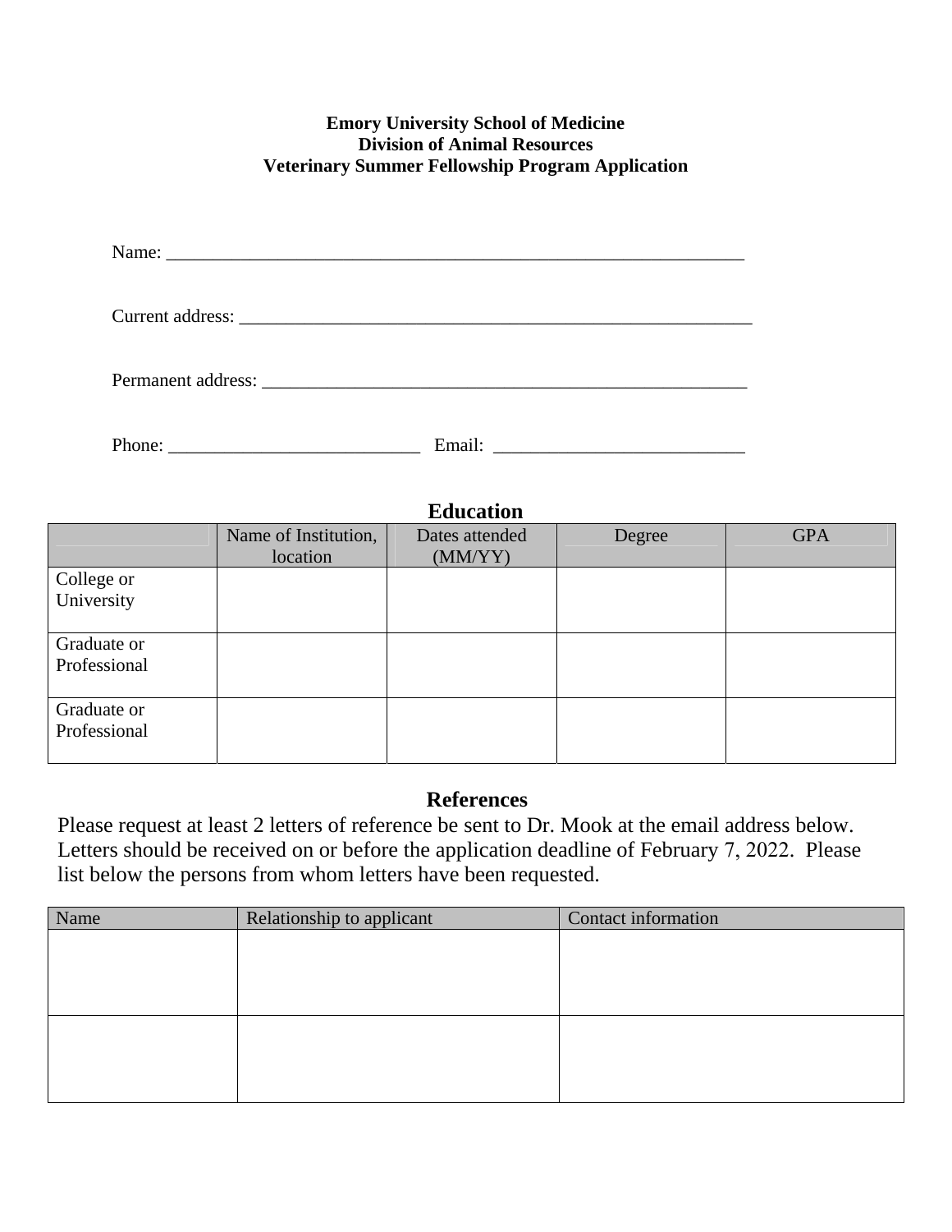**Emory University School of Medicine**
**Division of Animal Resources**
**Veterinary Summer Fellowship Program Application**

Name: ________________________________________________________________

Current address: ________________________________________________________

Permanent address: ______________________________________________________

Phone: ___________________________ Email: ___________________________

## Education

| | Name of Institution, location | Dates attended (MM/YY) | Degree | GPA |
|---|---|---|---|---|
| College or University | | | | |
| Graduate or Professional | | | | |
| Graduate or Professional | | | | |

## References

Please request at least 2 letters of reference be sent to Dr. Mook at the email address below. Letters should be received on or before the application deadline of February 7, 2022. Please list below the persons from whom letters have been requested.

| Name | Relationship to applicant | Contact information |
|---|---|---|
| | | |
| | | |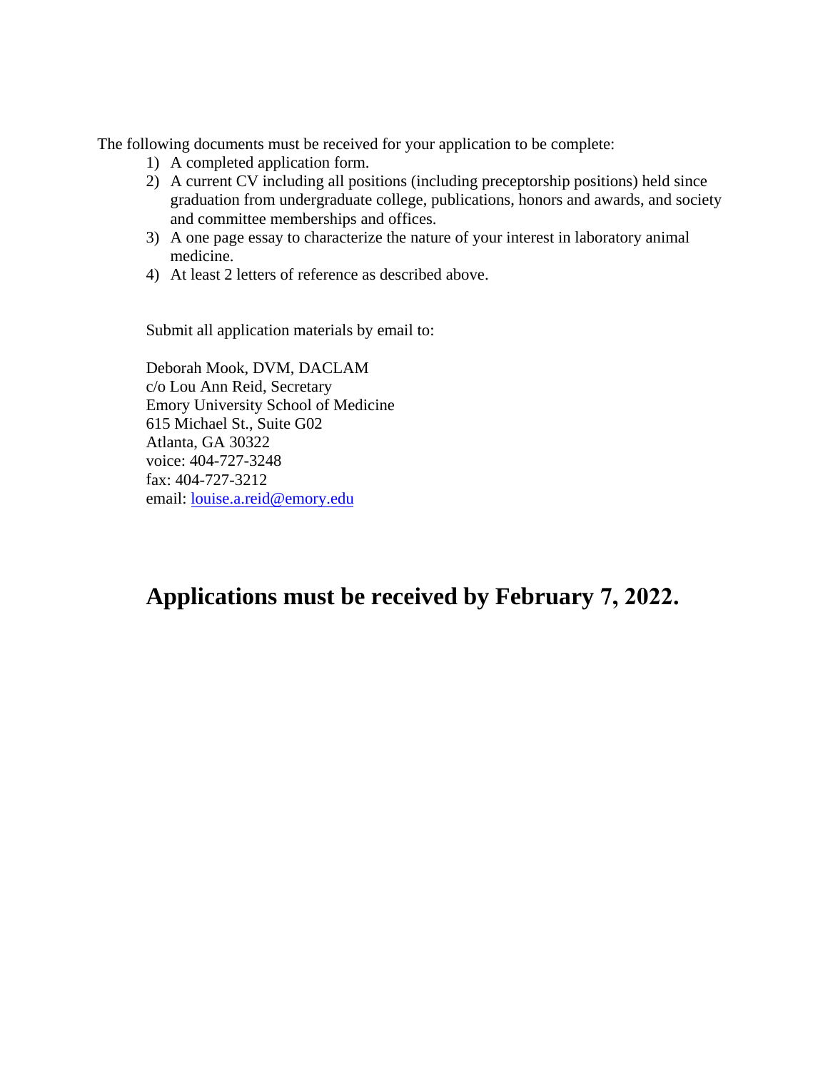The following documents must be received for your application to be complete:

1) A completed application form.
2) A current CV including all positions (including preceptorship positions) held since graduation from undergraduate college, publications, honors and awards, and society and committee memberships and offices.
3) A one page essay to characterize the nature of your interest in laboratory animal medicine.
4) At least 2 letters of reference as described above.

Submit all application materials by email to:

Deborah Mook, DVM, DACLAM
c/o Lou Ann Reid, Secretary
Emory University School of Medicine
615 Michael St., Suite G02
Atlanta, GA 30322
voice: 404-727-3248
fax: 404-727-3212
email: louise.a.reid@emory.edu

**Applications must be received by February 7, 2022.**